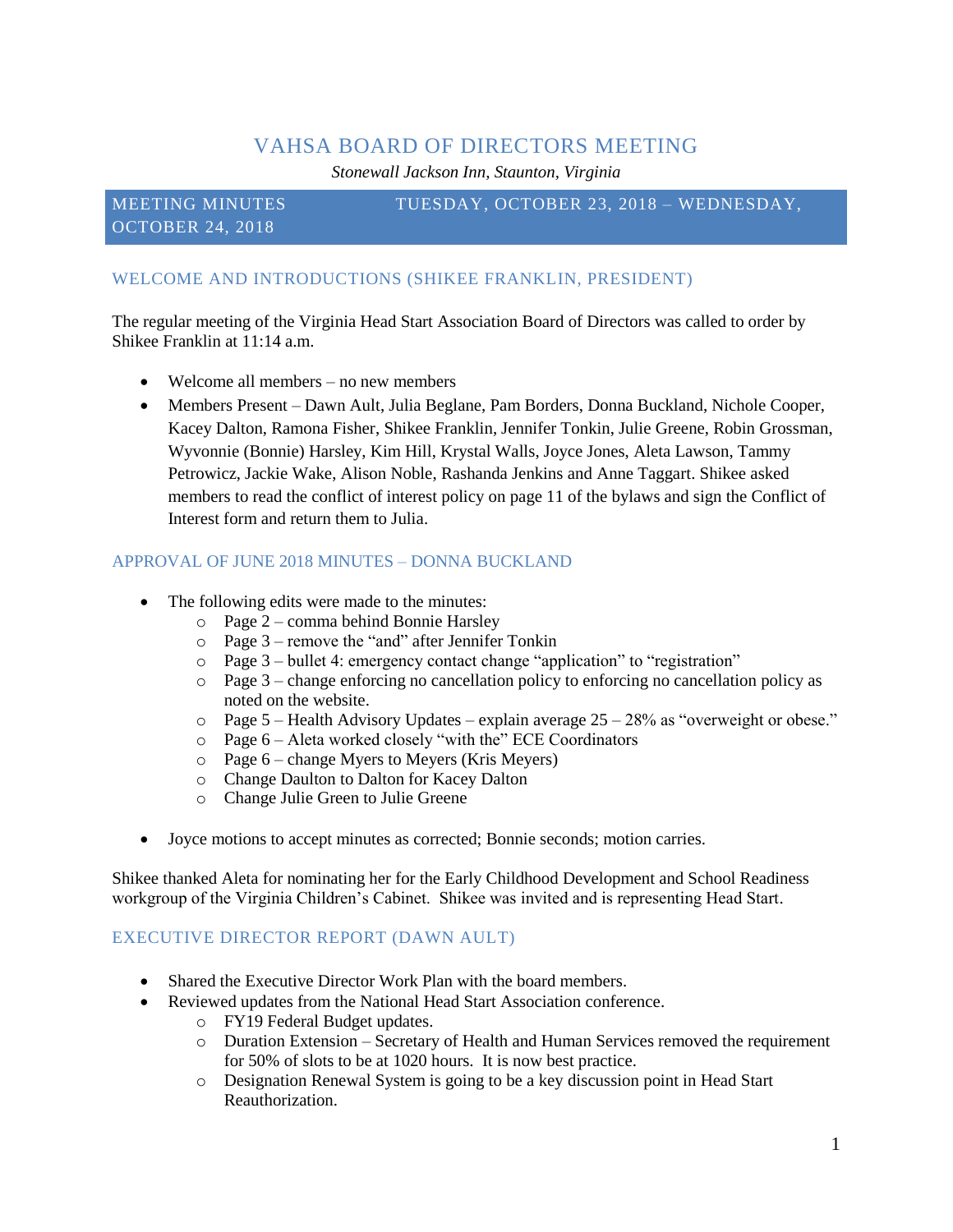# VAHSA BOARD OF DIRECTORS MEETING

*Stonewall Jackson Inn, Staunton, Virginia*

MEETING MINUTES TUESDAY, OCTOBER 23, 2018 – WEDNESDAY, OCTOBER 24, 2018

## WELCOME AND INTRODUCTIONS (SHIKEE FRANKLIN, PRESIDENT)

The regular meeting of the Virginia Head Start Association Board of Directors was called to order by Shikee Franklin at 11:14 a.m.

- Welcome all members – no new members
- Members Present – Dawn Ault, Julia Beglane, Pam Borders, Donna Buckland, Nichole Cooper, Kacey Dalton, Ramona Fisher, Shikee Franklin, Jennifer Tonkin, Julie Greene, Robin Grossman, Wyvonnie (Bonnie) Harsley, Kim Hill, Krystal Walls, Joyce Jones, Aleta Lawson, Tammy Petrowicz, Jackie Wake, Alison Noble, Rashanda Jenkins and Anne Taggart. Shikee asked members to read the conflict of interest policy on page 11 of the bylaws and sign the Conflict of Interest form and return them to Julia.

## APPROVAL OF JUNE 2018 MINUTES – DONNA BUCKLAND

- The following edits were made to the minutes:
  - Page 2 – comma behind Bonnie Harsley
  - Page 3 – remove the "and" after Jennifer Tonkin
  - Page 3 – bullet 4: emergency contact change "application" to "registration"
  - Page 3 – change enforcing no cancellation policy to enforcing no cancellation policy as noted on the website.
  - Page 5 – Health Advisory Updates – explain average 25 – 28% as "overweight or obese."
  - Page 6 – Aleta worked closely "with the" ECE Coordinators
  - Page 6 – change Myers to Meyers (Kris Meyers)
  - Change Daulton to Dalton for Kacey Dalton
  - Change Julie Green to Julie Greene

- Joyce motions to accept minutes as corrected; Bonnie seconds; motion carries.

Shikee thanked Aleta for nominating her for the Early Childhood Development and School Readiness workgroup of the Virginia Children's Cabinet. Shikee was invited and is representing Head Start.

## EXECUTIVE DIRECTOR REPORT (DAWN AULT)

- Shared the Executive Director Work Plan with the board members.
- Reviewed updates from the National Head Start Association conference.
  - FY19 Federal Budget updates.
  - Duration Extension – Secretary of Health and Human Services removed the requirement for 50% of slots to be at 1020 hours. It is now best practice.
  - Designation Renewal System is going to be a key discussion point in Head Start Reauthorization.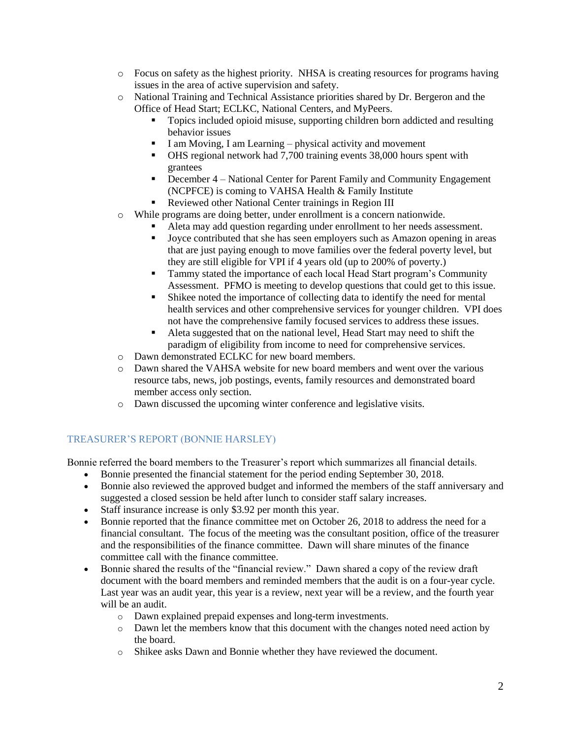- Focus on safety as the highest priority. NHSA is creating resources for programs having issues in the area of active supervision and safety.
  - National Training and Technical Assistance priorities shared by Dr. Bergeron and the Office of Head Start; ECLKC, National Centers, and MyPeers.
    - Topics included opioid misuse, supporting children born addicted and resulting behavior issues
    - I am Moving, I am Learning – physical activity and movement
    - OHS regional network had 7,700 training events 38,000 hours spent with grantees
    - December 4 – National Center for Parent Family and Community Engagement (NCPFCE) is coming to VAHSA Health & Family Institute
    - Reviewed other National Center trainings in Region III
  - While programs are doing better, under enrollment is a concern nationwide.
    - Aleta may add question regarding under enrollment to her needs assessment.
    - Joyce contributed that she has seen employers such as Amazon opening in areas that are just paying enough to move families over the federal poverty level, but they are still eligible for VPI if 4 years old (up to 200% of poverty.)
    - Tammy stated the importance of each local Head Start program's Community Assessment. PFMO is meeting to develop questions that could get to this issue.
    - Shikee noted the importance of collecting data to identify the need for mental health services and other comprehensive services for younger children. VPI does not have the comprehensive family focused services to address these issues.
    - Aleta suggested that on the national level, Head Start may need to shift the paradigm of eligibility from income to need for comprehensive services.
  - Dawn demonstrated ECLKC for new board members.
  - Dawn shared the VAHSA website for new board members and went over the various resource tabs, news, job postings, events, family resources and demonstrated board member access only section.
  - Dawn discussed the upcoming winter conference and legislative visits.

## TREASURER'S REPORT (BONNIE HARSLEY)

Bonnie referred the board members to the Treasurer's report which summarizes all financial details.

- Bonnie presented the financial statement for the period ending September 30, 2018.
- Bonnie also reviewed the approved budget and informed the members of the staff anniversary and suggested a closed session be held after lunch to consider staff salary increases.
- Staff insurance increase is only $3.92 per month this year.
- Bonnie reported that the finance committee met on October 26, 2018 to address the need for a financial consultant. The focus of the meeting was the consultant position, office of the treasurer and the responsibilities of the finance committee. Dawn will share minutes of the finance committee call with the finance committee.
- Bonnie shared the results of the "financial review." Dawn shared a copy of the review draft document with the board members and reminded members that the audit is on a four-year cycle. Last year was an audit year, this year is a review, next year will be a review, and the fourth year will be an audit.
  - Dawn explained prepaid expenses and long-term investments.
  - Dawn let the members know that this document with the changes noted need action by the board.
  - Shikee asks Dawn and Bonnie whether they have reviewed the document.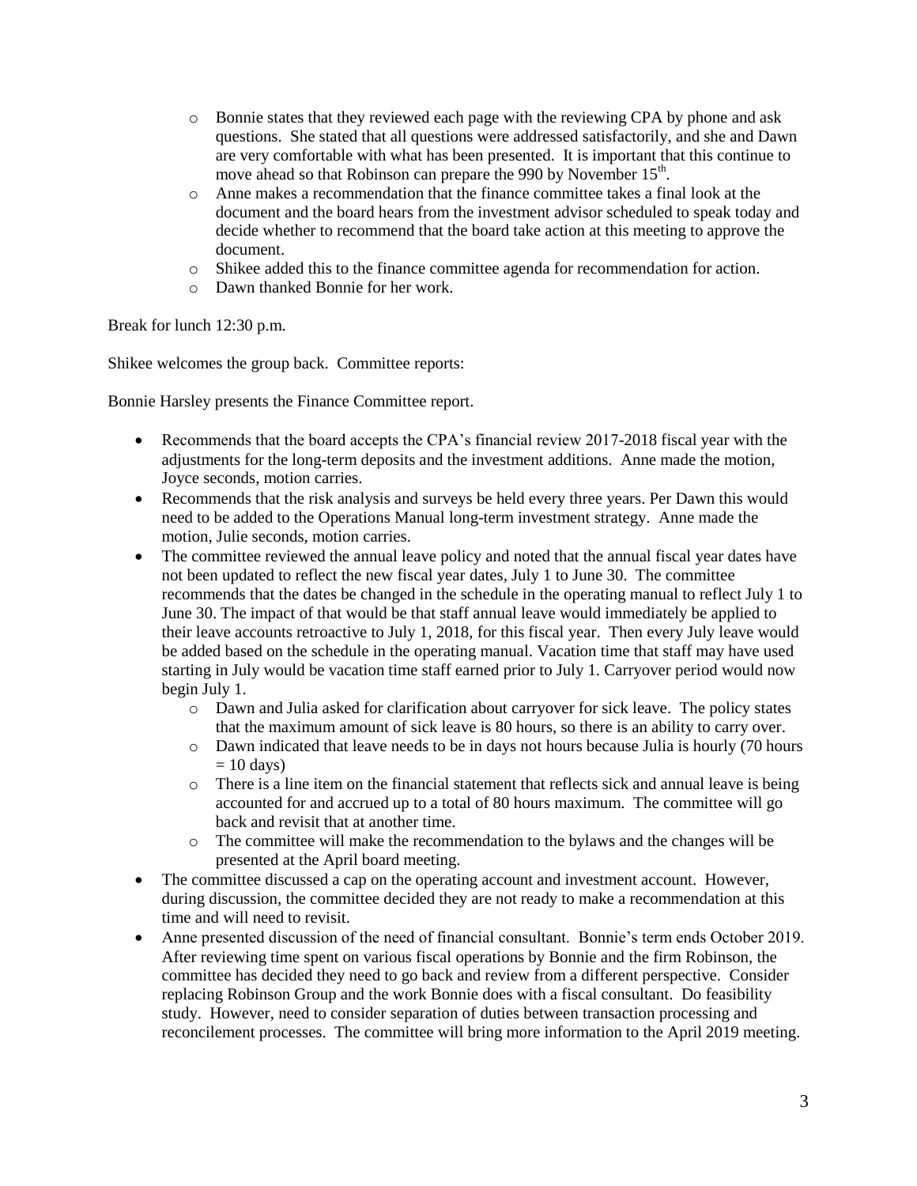- Bonnie states that they reviewed each page with the reviewing CPA by phone and ask questions. She stated that all questions were addressed satisfactorily, and she and Dawn are very comfortable with what has been presented. It is important that this continue to move ahead so that Robinson can prepare the 990 by November 15th.
  - Anne makes a recommendation that the finance committee takes a final look at the document and the board hears from the investment advisor scheduled to speak today and decide whether to recommend that the board take action at this meeting to approve the document.
  - Shikee added this to the finance committee agenda for recommendation for action.
  - Dawn thanked Bonnie for her work.

Break for lunch 12:30 p.m.

Shikee welcomes the group back. Committee reports:

Bonnie Harsley presents the Finance Committee report.

- Recommends that the board accepts the CPA's financial review 2017-2018 fiscal year with the adjustments for the long-term deposits and the investment additions. Anne made the motion, Joyce seconds, motion carries.
- Recommends that the risk analysis and surveys be held every three years. Per Dawn this would need to be added to the Operations Manual long-term investment strategy. Anne made the motion, Julie seconds, motion carries.
- The committee reviewed the annual leave policy and noted that the annual fiscal year dates have not been updated to reflect the new fiscal year dates, July 1 to June 30. The committee recommends that the dates be changed in the schedule in the operating manual to reflect July 1 to June 30. The impact of that would be that staff annual leave would immediately be applied to their leave accounts retroactive to July 1, 2018, for this fiscal year. Then every July leave would be added based on the schedule in the operating manual. Vacation time that staff may have used starting in July would be vacation time staff earned prior to July 1. Carryover period would now begin July 1.
  - Dawn and Julia asked for clarification about carryover for sick leave. The policy states that the maximum amount of sick leave is 80 hours, so there is an ability to carry over.
  - Dawn indicated that leave needs to be in days not hours because Julia is hourly (70 hours = 10 days)
  - There is a line item on the financial statement that reflects sick and annual leave is being accounted for and accrued up to a total of 80 hours maximum. The committee will go back and revisit that at another time.
  - The committee will make the recommendation to the bylaws and the changes will be presented at the April board meeting.
- The committee discussed a cap on the operating account and investment account. However, during discussion, the committee decided they are not ready to make a recommendation at this time and will need to revisit.
- Anne presented discussion of the need of financial consultant. Bonnie's term ends October 2019. After reviewing time spent on various fiscal operations by Bonnie and the firm Robinson, the committee has decided they need to go back and review from a different perspective. Consider replacing Robinson Group and the work Bonnie does with a fiscal consultant. Do feasibility study. However, need to consider separation of duties between transaction processing and reconcilement processes. The committee will bring more information to the April 2019 meeting.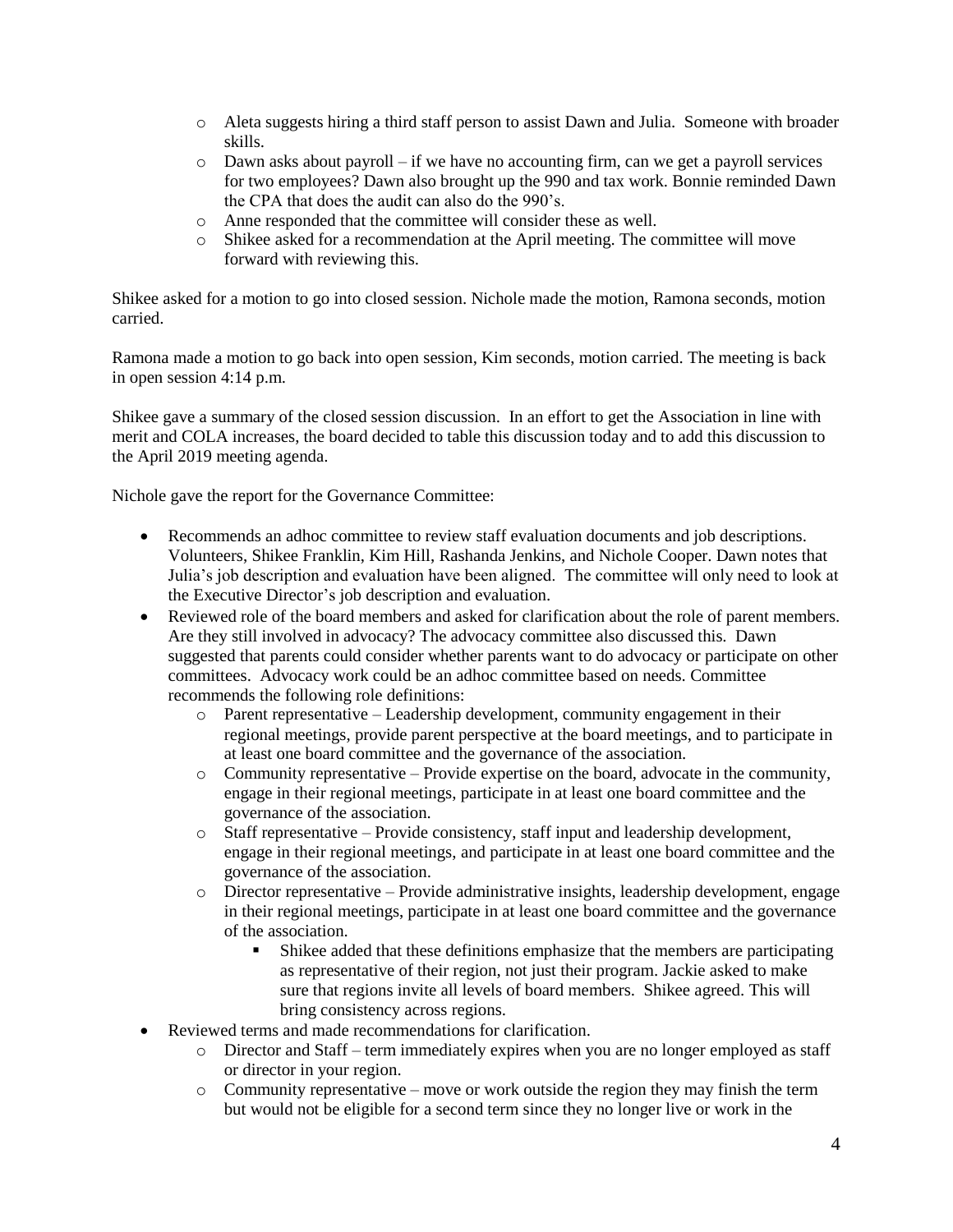- Aleta suggests hiring a third staff person to assist Dawn and Julia. Someone with broader skills.
- Dawn asks about payroll – if we have no accounting firm, can we get a payroll services for two employees? Dawn also brought up the 990 and tax work. Bonnie reminded Dawn the CPA that does the audit can also do the 990's.
- Anne responded that the committee will consider these as well.
- Shikee asked for a recommendation at the April meeting. The committee will move forward with reviewing this.

Shikee asked for a motion to go into closed session. Nichole made the motion, Ramona seconds, motion carried.

Ramona made a motion to go back into open session, Kim seconds, motion carried. The meeting is back in open session 4:14 p.m.

Shikee gave a summary of the closed session discussion. In an effort to get the Association in line with merit and COLA increases, the board decided to table this discussion today and to add this discussion to the April 2019 meeting agenda.

Nichole gave the report for the Governance Committee:

- Recommends an adhoc committee to review staff evaluation documents and job descriptions. Volunteers, Shikee Franklin, Kim Hill, Rashanda Jenkins, and Nichole Cooper. Dawn notes that Julia's job description and evaluation have been aligned. The committee will only need to look at the Executive Director's job description and evaluation.
- Reviewed role of the board members and asked for clarification about the role of parent members. Are they still involved in advocacy? The advocacy committee also discussed this. Dawn suggested that parents could consider whether parents want to do advocacy or participate on other committees. Advocacy work could be an adhoc committee based on needs. Committee recommends the following role definitions:
    - Parent representative – Leadership development, community engagement in their regional meetings, provide parent perspective at the board meetings, and to participate in at least one board committee and the governance of the association.
    - Community representative – Provide expertise on the board, advocate in the community, engage in their regional meetings, participate in at least one board committee and the governance of the association.
    - Staff representative – Provide consistency, staff input and leadership development, engage in their regional meetings, and participate in at least one board committee and the governance of the association.
    - Director representative – Provide administrative insights, leadership development, engage in their regional meetings, participate in at least one board committee and the governance of the association.
        - Shikee added that these definitions emphasize that the members are participating as representative of their region, not just their program. Jackie asked to make sure that regions invite all levels of board members. Shikee agreed. This will bring consistency across regions.
- Reviewed terms and made recommendations for clarification.
    - Director and Staff – term immediately expires when you are no longer employed as staff or director in your region.
    - Community representative – move or work outside the region they may finish the term but would not be eligible for a second term since they no longer live or work in the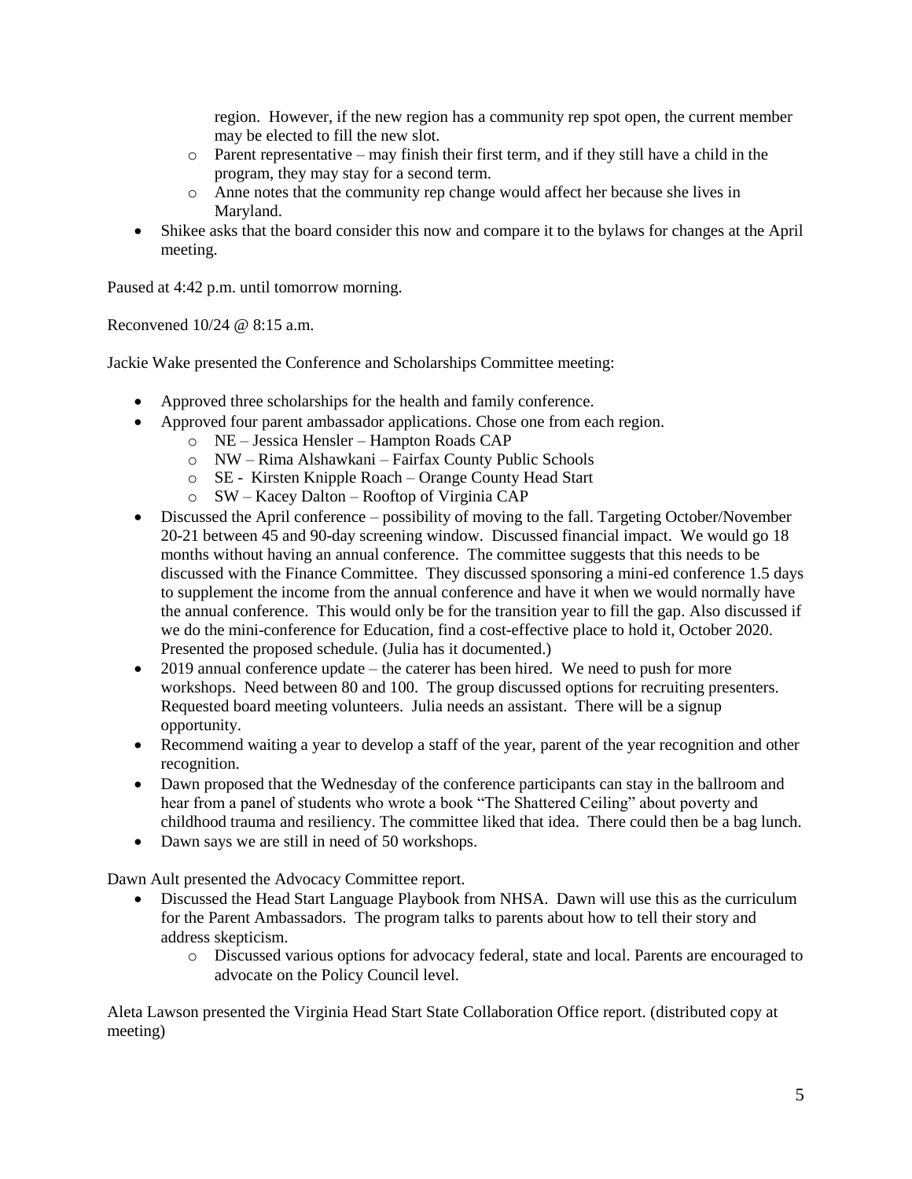region. However, if the new region has a community rep spot open, the current member may be elected to fill the new slot.
  - Parent representative – may finish their first term, and if they still have a child in the program, they may stay for a second term.
  - Anne notes that the community rep change would affect her because she lives in Maryland.
- Shikee asks that the board consider this now and compare it to the bylaws for changes at the April meeting.

Paused at 4:42 p.m. until tomorrow morning.

Reconvened 10/24 @ 8:15 a.m.

Jackie Wake presented the Conference and Scholarships Committee meeting:

- Approved three scholarships for the health and family conference.
- Approved four parent ambassador applications. Chose one from each region.
  - NE – Jessica Hensler – Hampton Roads CAP
  - NW – Rima Alshawkani – Fairfax County Public Schools
  - SE - Kirsten Knipple Roach – Orange County Head Start
  - SW – Kacey Dalton – Rooftop of Virginia CAP
- Discussed the April conference – possibility of moving to the fall. Targeting October/November 20-21 between 45 and 90-day screening window. Discussed financial impact. We would go 18 months without having an annual conference. The committee suggests that this needs to be discussed with the Finance Committee. They discussed sponsoring a mini-ed conference 1.5 days to supplement the income from the annual conference and have it when we would normally have the annual conference. This would only be for the transition year to fill the gap. Also discussed if we do the mini-conference for Education, find a cost-effective place to hold it, October 2020. Presented the proposed schedule. (Julia has it documented.)
- 2019 annual conference update – the caterer has been hired. We need to push for more workshops. Need between 80 and 100. The group discussed options for recruiting presenters. Requested board meeting volunteers. Julia needs an assistant. There will be a signup opportunity.
- Recommend waiting a year to develop a staff of the year, parent of the year recognition and other recognition.
- Dawn proposed that the Wednesday of the conference participants can stay in the ballroom and hear from a panel of students who wrote a book "The Shattered Ceiling" about poverty and childhood trauma and resiliency. The committee liked that idea. There could then be a bag lunch.
- Dawn says we are still in need of 50 workshops.

Dawn Ault presented the Advocacy Committee report.

- Discussed the Head Start Language Playbook from NHSA. Dawn will use this as the curriculum for the Parent Ambassadors. The program talks to parents about how to tell their story and address skepticism.
  - Discussed various options for advocacy federal, state and local. Parents are encouraged to advocate on the Policy Council level.

Aleta Lawson presented the Virginia Head Start State Collaboration Office report. (distributed copy at meeting)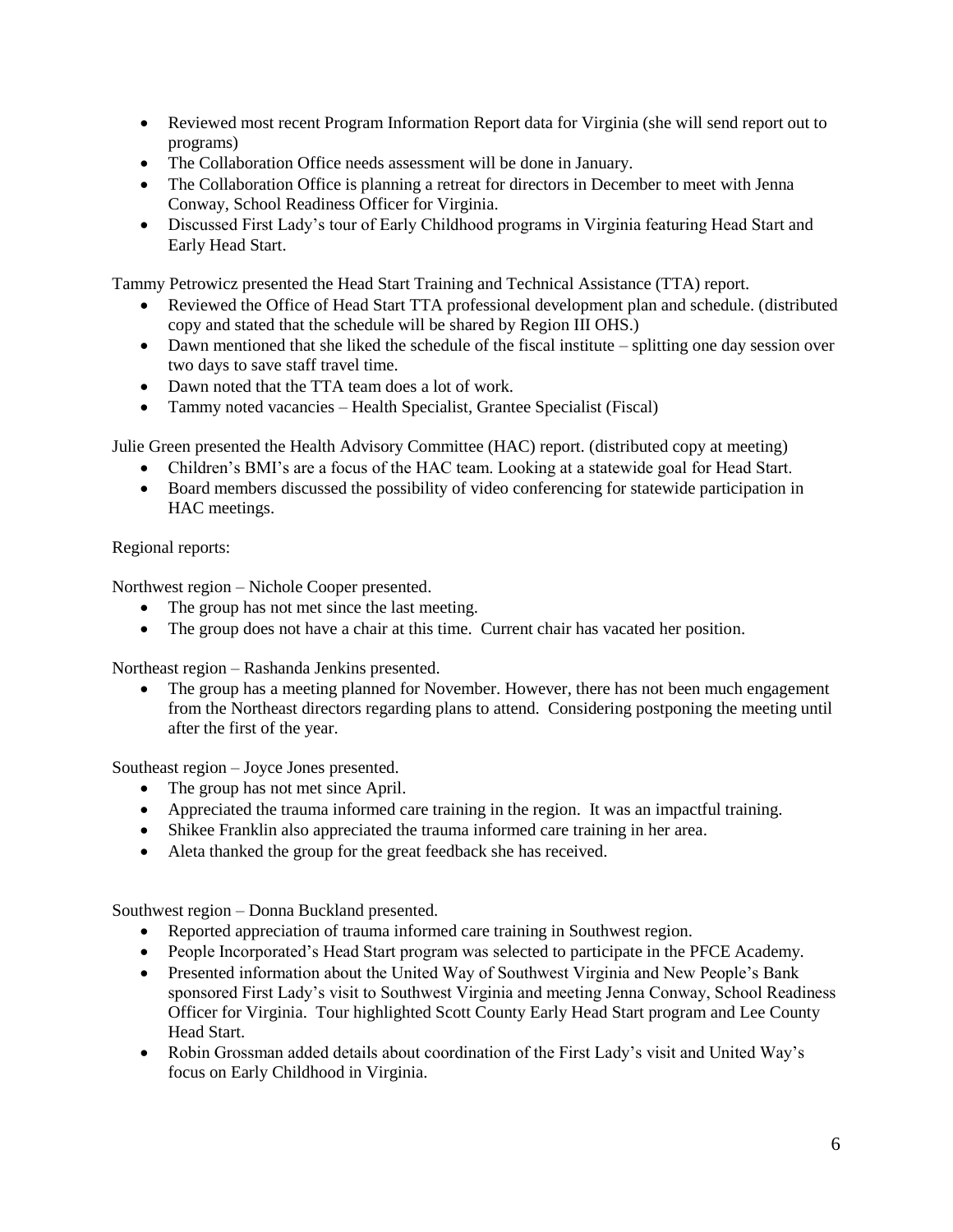- Reviewed most recent Program Information Report data for Virginia (she will send report out to programs)
- The Collaboration Office needs assessment will be done in January.
- The Collaboration Office is planning a retreat for directors in December to meet with Jenna Conway, School Readiness Officer for Virginia.
- Discussed First Lady's tour of Early Childhood programs in Virginia featuring Head Start and Early Head Start.

Tammy Petrowicz presented the Head Start Training and Technical Assistance (TTA) report.

- Reviewed the Office of Head Start TTA professional development plan and schedule. (distributed copy and stated that the schedule will be shared by Region III OHS.)
- Dawn mentioned that she liked the schedule of the fiscal institute – splitting one day session over two days to save staff travel time.
- Dawn noted that the TTA team does a lot of work.
- Tammy noted vacancies – Health Specialist, Grantee Specialist (Fiscal)

Julie Green presented the Health Advisory Committee (HAC) report. (distributed copy at meeting)

- Children's BMI's are a focus of the HAC team. Looking at a statewide goal for Head Start.
- Board members discussed the possibility of video conferencing for statewide participation in HAC meetings.

Regional reports:

Northwest region – Nichole Cooper presented.

- The group has not met since the last meeting.
- The group does not have a chair at this time. Current chair has vacated her position.

Northeast region – Rashanda Jenkins presented.

- The group has a meeting planned for November. However, there has not been much engagement from the Northeast directors regarding plans to attend. Considering postponing the meeting until after the first of the year.

Southeast region – Joyce Jones presented.

- The group has not met since April.
- Appreciated the trauma informed care training in the region. It was an impactful training.
- Shikee Franklin also appreciated the trauma informed care training in her area.
- Aleta thanked the group for the great feedback she has received.

Southwest region – Donna Buckland presented.

- Reported appreciation of trauma informed care training in Southwest region.
- People Incorporated's Head Start program was selected to participate in the PFCE Academy.
- Presented information about the United Way of Southwest Virginia and New People's Bank sponsored First Lady's visit to Southwest Virginia and meeting Jenna Conway, School Readiness Officer for Virginia. Tour highlighted Scott County Early Head Start program and Lee County Head Start.
- Robin Grossman added details about coordination of the First Lady's visit and United Way's focus on Early Childhood in Virginia.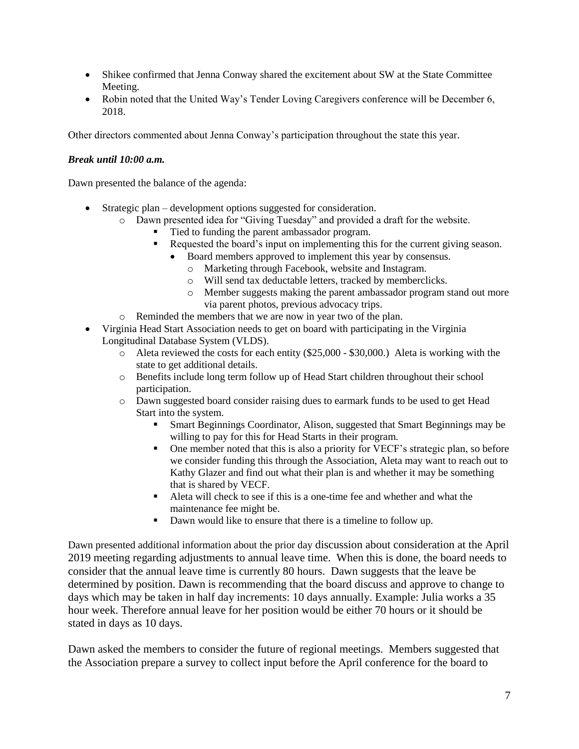- Shikee confirmed that Jenna Conway shared the excitement about SW at the State Committee Meeting.
- Robin noted that the United Way's Tender Loving Caregivers conference will be December 6, 2018.

Other directors commented about Jenna Conway's participation throughout the state this year.

***Break until 10:00 a.m.***

Dawn presented the balance of the agenda:

- Strategic plan – development options suggested for consideration.
  - Dawn presented idea for "Giving Tuesday" and provided a draft for the website.
    - Tied to funding the parent ambassador program.
    - Requested the board's input on implementing this for the current giving season.
      - Board members approved to implement this year by consensus.
        - Marketing through Facebook, website and Instagram.
        - Will send tax deductable letters, tracked by memberclicks.
        - Member suggests making the parent ambassador program stand out more via parent photos, previous advocacy trips.
  - Reminded the members that we are now in year two of the plan.
- Virginia Head Start Association needs to get on board with participating in the Virginia Longitudinal Database System (VLDS).
  - Aleta reviewed the costs for each entity ($25,000 - $30,000.) Aleta is working with the state to get additional details.
  - Benefits include long term follow up of Head Start children throughout their school participation.
  - Dawn suggested board consider raising dues to earmark funds to be used to get Head Start into the system.
    - Smart Beginnings Coordinator, Alison, suggested that Smart Beginnings may be willing to pay for this for Head Starts in their program.
    - One member noted that this is also a priority for VECF's strategic plan, so before we consider funding this through the Association, Aleta may want to reach out to Kathy Glazer and find out what their plan is and whether it may be something that is shared by VECF.
    - Aleta will check to see if this is a one-time fee and whether and what the maintenance fee might be.
    - Dawn would like to ensure that there is a timeline to follow up.

Dawn presented additional information about the prior day discussion about consideration at the April 2019 meeting regarding adjustments to annual leave time. When this is done, the board needs to consider that the annual leave time is currently 80 hours. Dawn suggests that the leave be determined by position. Dawn is recommending that the board discuss and approve to change to days which may be taken in half day increments: 10 days annually. Example: Julia works a 35 hour week. Therefore annual leave for her position would be either 70 hours or it should be stated in days as 10 days.

Dawn asked the members to consider the future of regional meetings. Members suggested that the Association prepare a survey to collect input before the April conference for the board to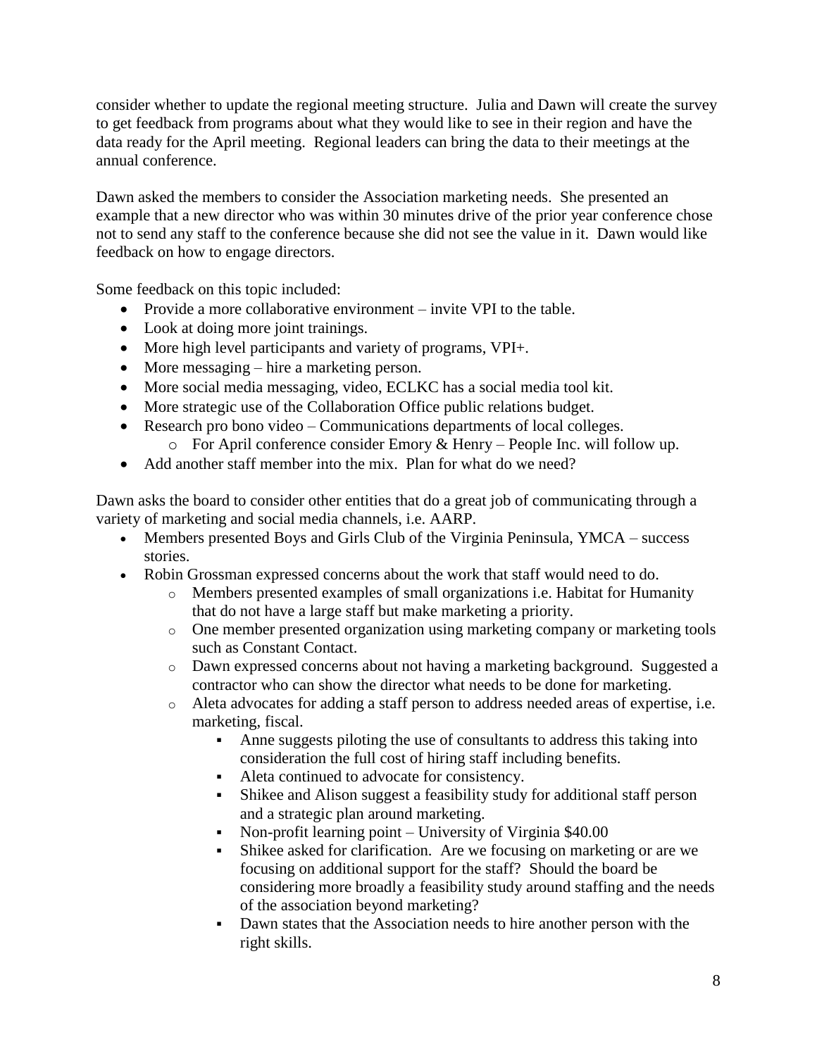consider whether to update the regional meeting structure. Julia and Dawn will create the survey to get feedback from programs about what they would like to see in their region and have the data ready for the April meeting. Regional leaders can bring the data to their meetings at the annual conference.

Dawn asked the members to consider the Association marketing needs. She presented an example that a new director who was within 30 minutes drive of the prior year conference chose not to send any staff to the conference because she did not see the value in it. Dawn would like feedback on how to engage directors.

Some feedback on this topic included:

- Provide a more collaborative environment – invite VPI to the table.
- Look at doing more joint trainings.
- More high level participants and variety of programs, VPI+.
- More messaging – hire a marketing person.
- More social media messaging, video, ECLKC has a social media tool kit.
- More strategic use of the Collaboration Office public relations budget.
- Research pro bono video – Communications departments of local colleges.
    - For April conference consider Emory & Henry – People Inc. will follow up.
- Add another staff member into the mix. Plan for what do we need?

Dawn asks the board to consider other entities that do a great job of communicating through a variety of marketing and social media channels, i.e. AARP.

- Members presented Boys and Girls Club of the Virginia Peninsula, YMCA – success stories.
- Robin Grossman expressed concerns about the work that staff would need to do.
    - Members presented examples of small organizations i.e. Habitat for Humanity that do not have a large staff but make marketing a priority.
    - One member presented organization using marketing company or marketing tools such as Constant Contact.
    - Dawn expressed concerns about not having a marketing background. Suggested a contractor who can show the director what needs to be done for marketing.
    - Aleta advocates for adding a staff person to address needed areas of expertise, i.e. marketing, fiscal.
        - Anne suggests piloting the use of consultants to address this taking into consideration the full cost of hiring staff including benefits.
        - Aleta continued to advocate for consistency.
        - Shikee and Alison suggest a feasibility study for additional staff person and a strategic plan around marketing.
        - Non-profit learning point – University of Virginia $40.00
        - Shikee asked for clarification. Are we focusing on marketing or are we focusing on additional support for the staff? Should the board be considering more broadly a feasibility study around staffing and the needs of the association beyond marketing?
        - Dawn states that the Association needs to hire another person with the right skills.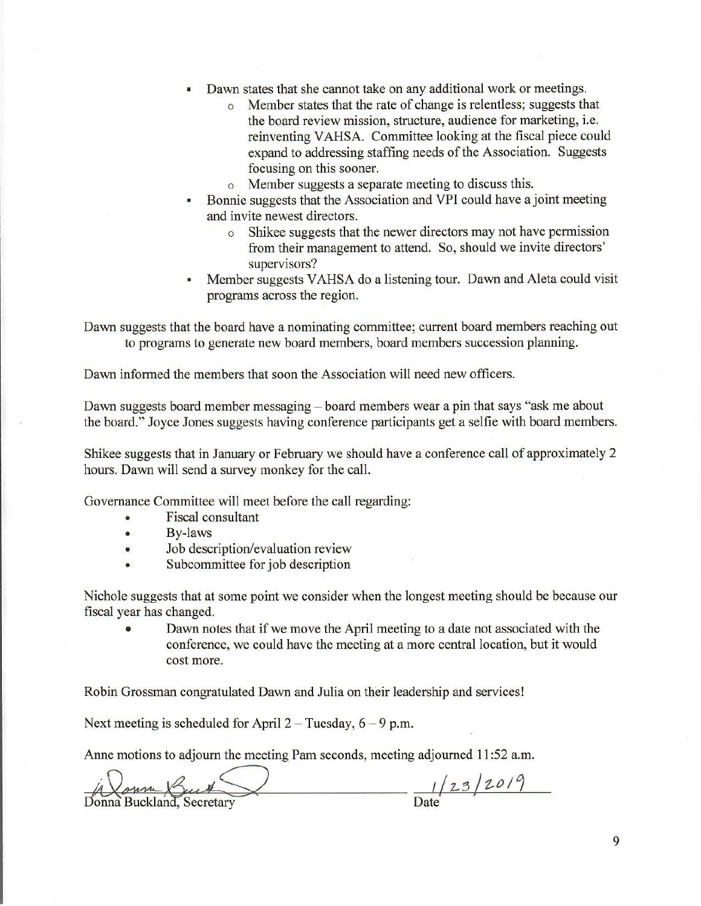- Dawn states that she cannot take on any additional work or meetings.
  - Member states that the rate of change is relentless; suggests that the board review mission, structure, audience for marketing, i.e. reinventing VAHSA. Committee looking at the fiscal piece could expand to addressing staffing needs of the Association. Suggests focusing on this sooner.
  - Member suggests a separate meeting to discuss this.
- Bonnie suggests that the Association and VPI could have a joint meeting and invite newest directors.
  - Shikee suggests that the newer directors may not have permission from their management to attend. So, should we invite directors' supervisors?
- Member suggests VAHSA do a listening tour. Dawn and Aleta could visit programs across the region.

Dawn suggests that the board have a nominating committee; current board members reaching out to programs to generate new board members, board members succession planning.

Dawn informed the members that soon the Association will need new officers.

Dawn suggests board member messaging – board members wear a pin that says "ask me about the board." Joyce Jones suggests having conference participants get a selfie with board members.

Shikee suggests that in January or February we should have a conference call of approximately 2 hours. Dawn will send a survey monkey for the call.

Governance Committee will meet before the call regarding:

- Fiscal consultant
- By-laws
- Job description/evaluation review
- Subcommittee for job description

Nichole suggests that at some point we consider when the longest meeting should be because our fiscal year has changed.

- Dawn notes that if we move the April meeting to a date not associated with the conference, we could have the meeting at a more central location, but it would cost more.

Robin Grossman congratulated Dawn and Julia on their leadership and services!

Next meeting is scheduled for April 2 – Tuesday, 6 – 9 p.m.

Anne motions to adjourn the meeting Pam seconds, meeting adjourned 11:52 a.m.

Donna Buckland, Secretary

Date: 1/23/2019